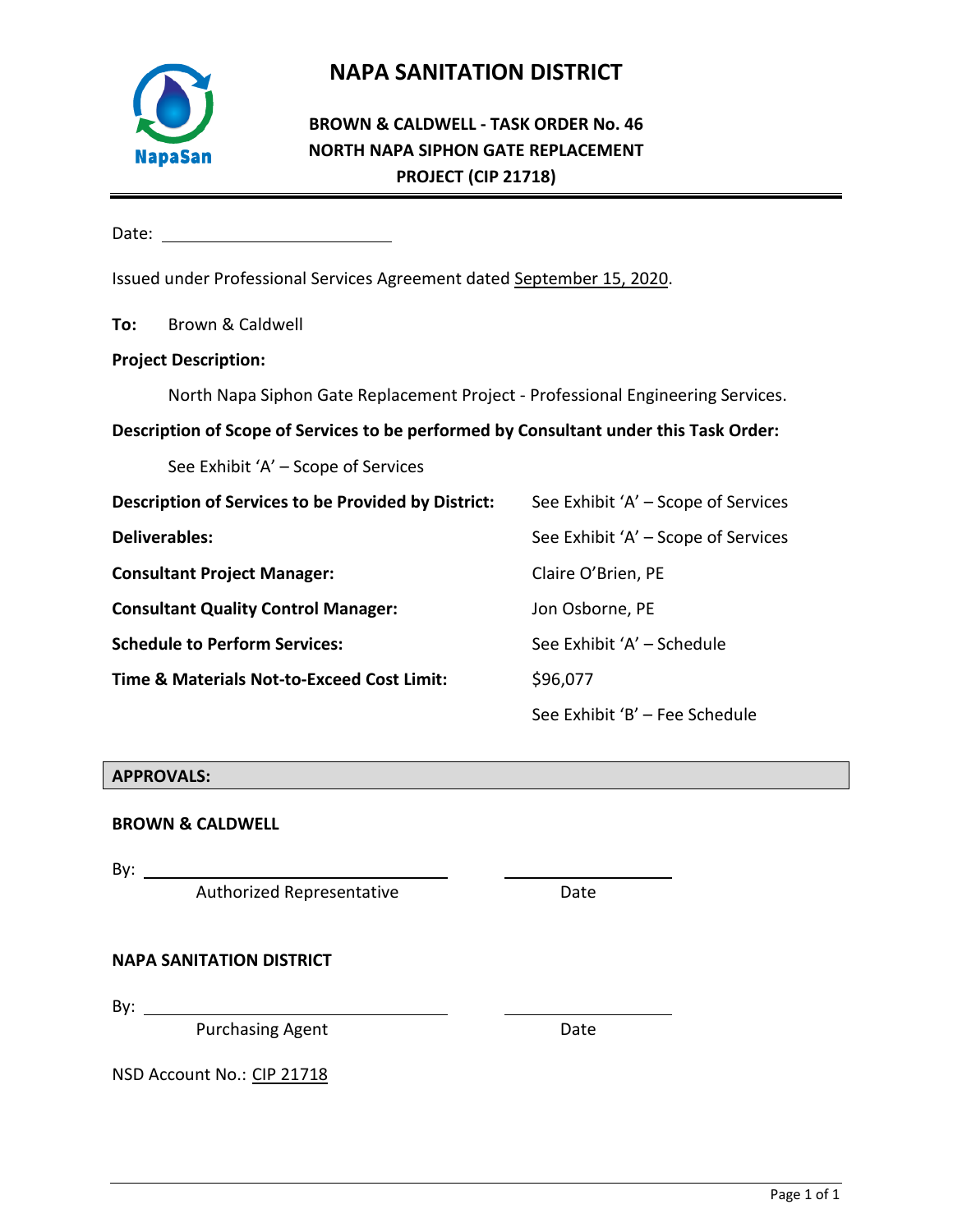# NAPA SANITATION DISTRICT

## BROWN & CALDWELL - TASK ORDER No. 46
## NORTH NAPA SIPHON GATE REPLACEMENT PROJECT (CIP 21718)

Date: ______________________

Issued under Professional Services Agreement dated September 15, 2020.

**To:** Brown & Caldwell

**Project Description:**

North Napa Siphon Gate Replacement Project - Professional Engineering Services.

**Description of Scope of Services to be performed by Consultant under this Task Order:**

See Exhibit 'A' – Scope of Services

| | |
|---|---|
| **Description of Services to be Provided by District:** | See Exhibit 'A' – Scope of Services |
| **Deliverables:** | See Exhibit 'A' – Scope of Services |
| **Consultant Project Manager:** | Claire O'Brien, PE |
| **Consultant Quality Control Manager:** | Jon Osborne, PE |
| **Schedule to Perform Services:** | See Exhibit 'A' – Schedule |
| **Time & Materials Not-to-Exceed Cost Limit:** | $96,077 |
| | See Exhibit 'B' – Fee Schedule |

**APPROVALS:**

**BROWN & CALDWELL**

By: ______________________________ ____________________
Authorized Representative Date

**NAPA SANITATION DISTRICT**

By: ______________________________ ____________________
Purchasing Agent Date

NSD Account No.: CIP 21718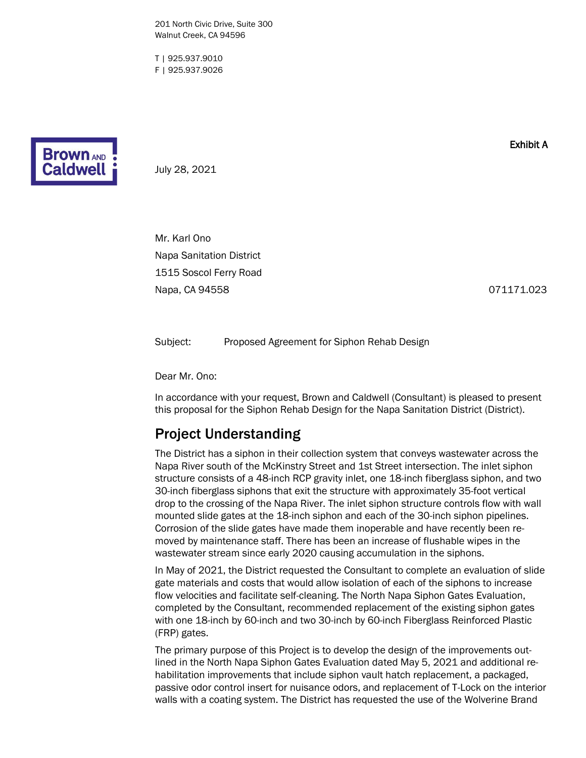201 North Civic Drive, Suite 300
Walnut Creek, CA 94596

T | 925.937.9010
F | 925.937.9026

**Exhibit A**

July 28, 2021

Mr. Karl Ono
Napa Sanitation District
1515 Soscol Ferry Road
Napa, CA 94558

071171.023

Subject: Proposed Agreement for Siphon Rehab Design

Dear Mr. Ono:

In accordance with your request, Brown and Caldwell (Consultant) is pleased to present this proposal for the Siphon Rehab Design for the Napa Sanitation District (District).

## Project Understanding

The District has a siphon in their collection system that conveys wastewater across the Napa River south of the McKinstry Street and 1st Street intersection. The inlet siphon structure consists of a 48-inch RCP gravity inlet, one 18-inch fiberglass siphon, and two 30-inch fiberglass siphons that exit the structure with approximately 35-foot vertical drop to the crossing of the Napa River. The inlet siphon structure controls flow with wall mounted slide gates at the 18-inch siphon and each of the 30-inch siphon pipelines. Corrosion of the slide gates have made them inoperable and have recently been removed by maintenance staff. There has been an increase of flushable wipes in the wastewater stream since early 2020 causing accumulation in the siphons.

In May of 2021, the District requested the Consultant to complete an evaluation of slide gate materials and costs that would allow isolation of each of the siphons to increase flow velocities and facilitate self-cleaning. The North Napa Siphon Gates Evaluation, completed by the Consultant, recommended replacement of the existing siphon gates with one 18-inch by 60-inch and two 30-inch by 60-inch Fiberglass Reinforced Plastic (FRP) gates.

The primary purpose of this Project is to develop the design of the improvements outlined in the North Napa Siphon Gates Evaluation dated May 5, 2021 and additional rehabilitation improvements that include siphon vault hatch replacement, a packaged, passive odor control insert for nuisance odors, and replacement of T-Lock on the interior walls with a coating system. The District has requested the use of the Wolverine Brand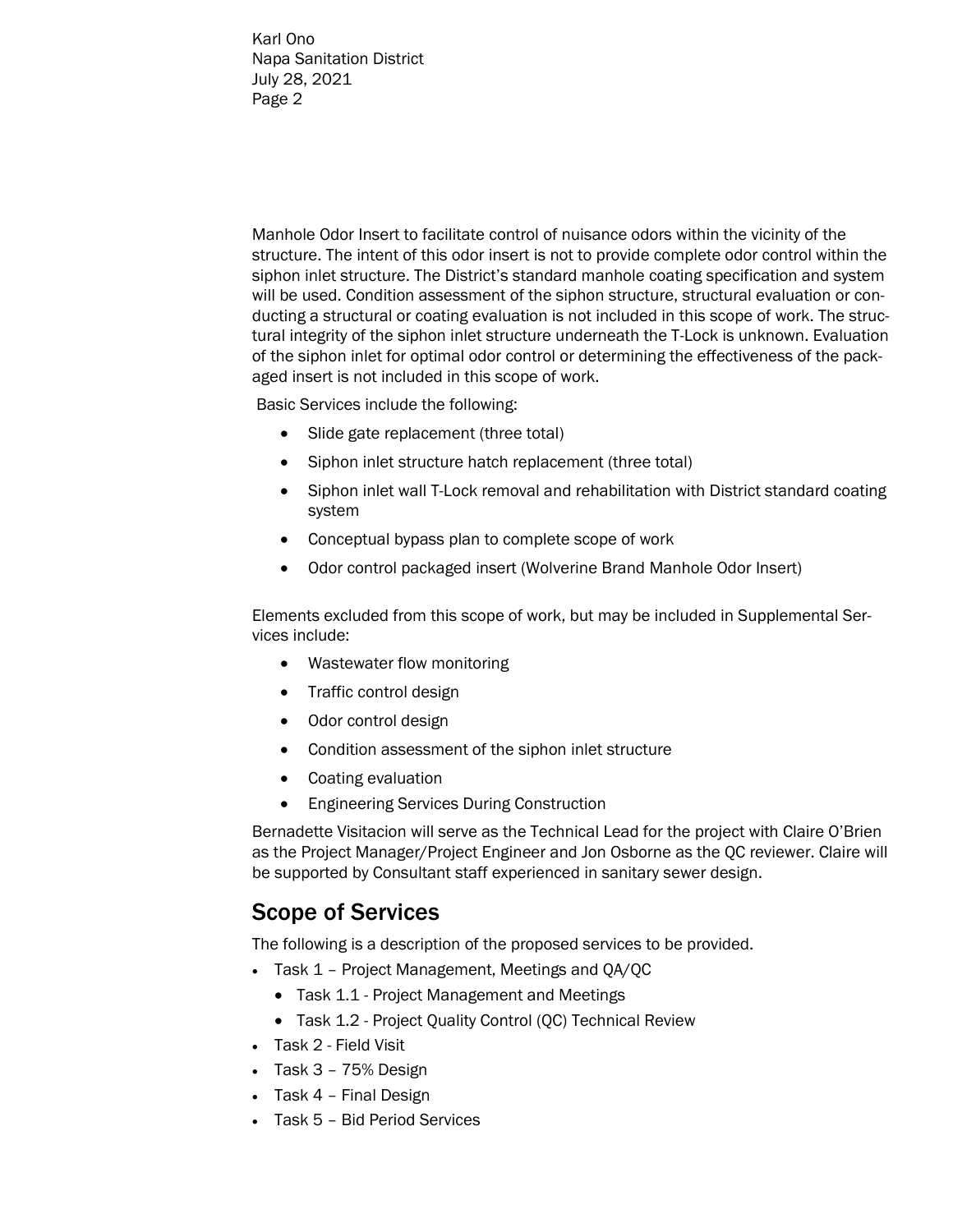Manhole Odor Insert to facilitate control of nuisance odors within the vicinity of the structure. The intent of this odor insert is not to provide complete odor control within the siphon inlet structure. The District's standard manhole coating specification and system will be used. Condition assessment of the siphon structure, structural evaluation or conducting a structural or coating evaluation is not included in this scope of work. The structural integrity of the siphon inlet structure underneath the T-Lock is unknown. Evaluation of the siphon inlet for optimal odor control or determining the effectiveness of the packaged insert is not included in this scope of work.

Basic Services include the following:

- Slide gate replacement (three total)
- Siphon inlet structure hatch replacement (three total)
- Siphon inlet wall T-Lock removal and rehabilitation with District standard coating system
- Conceptual bypass plan to complete scope of work
- Odor control packaged insert (Wolverine Brand Manhole Odor Insert)

Elements excluded from this scope of work, but may be included in Supplemental Services include:

- Wastewater flow monitoring
- Traffic control design
- Odor control design
- Condition assessment of the siphon inlet structure
- Coating evaluation
- Engineering Services During Construction

Bernadette Visitacion will serve as the Technical Lead for the project with Claire O'Brien as the Project Manager/Project Engineer and Jon Osborne as the QC reviewer. Claire will be supported by Consultant staff experienced in sanitary sewer design.

## Scope of Services

The following is a description of the proposed services to be provided.

- Task 1 – Project Management, Meetings and QA/QC
  - Task 1.1 - Project Management and Meetings
  - Task 1.2 - Project Quality Control (QC) Technical Review
- Task 2 - Field Visit
- Task 3 – 75% Design
- Task 4 – Final Design
- Task 5 – Bid Period Services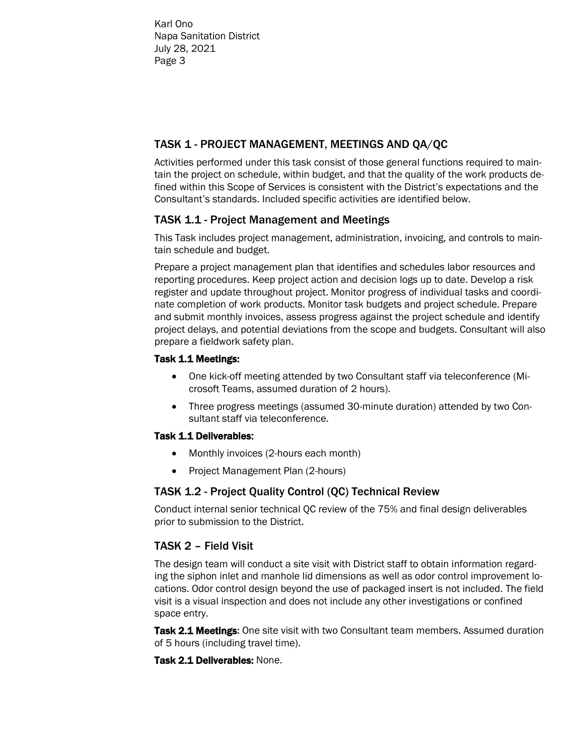## TASK 1 - PROJECT MANAGEMENT, MEETINGS AND QA/QC

Activities performed under this task consist of those general functions required to maintain the project on schedule, within budget, and that the quality of the work products defined within this Scope of Services is consistent with the District's expectations and the Consultant's standards. Included specific activities are identified below.

### TASK 1.1 - Project Management and Meetings

This Task includes project management, administration, invoicing, and controls to maintain schedule and budget.

Prepare a project management plan that identifies and schedules labor resources and reporting procedures. Keep project action and decision logs up to date. Develop a risk register and update throughout project. Monitor progress of individual tasks and coordinate completion of work products. Monitor task budgets and project schedule. Prepare and submit monthly invoices, assess progress against the project schedule and identify project delays, and potential deviations from the scope and budgets. Consultant will also prepare a fieldwork safety plan.

**Task 1.1 Meetings:**

- One kick-off meeting attended by two Consultant staff via teleconference (Microsoft Teams, assumed duration of 2 hours).
- Three progress meetings (assumed 30-minute duration) attended by two Consultant staff via teleconference.

**Task 1.1 Deliverables:**

- Monthly invoices (2-hours each month)
- Project Management Plan (2-hours)

### TASK 1.2 - Project Quality Control (QC) Technical Review

Conduct internal senior technical QC review of the 75% and final design deliverables prior to submission to the District.

## TASK 2 – Field Visit

The design team will conduct a site visit with District staff to obtain information regarding the siphon inlet and manhole lid dimensions as well as odor control improvement locations. Odor control design beyond the use of packaged insert is not included. The field visit is a visual inspection and does not include any other investigations or confined space entry.

**Task 2.1 Meetings:** One site visit with two Consultant team members. Assumed duration of 5 hours (including travel time).

**Task 2.1 Deliverables:** None.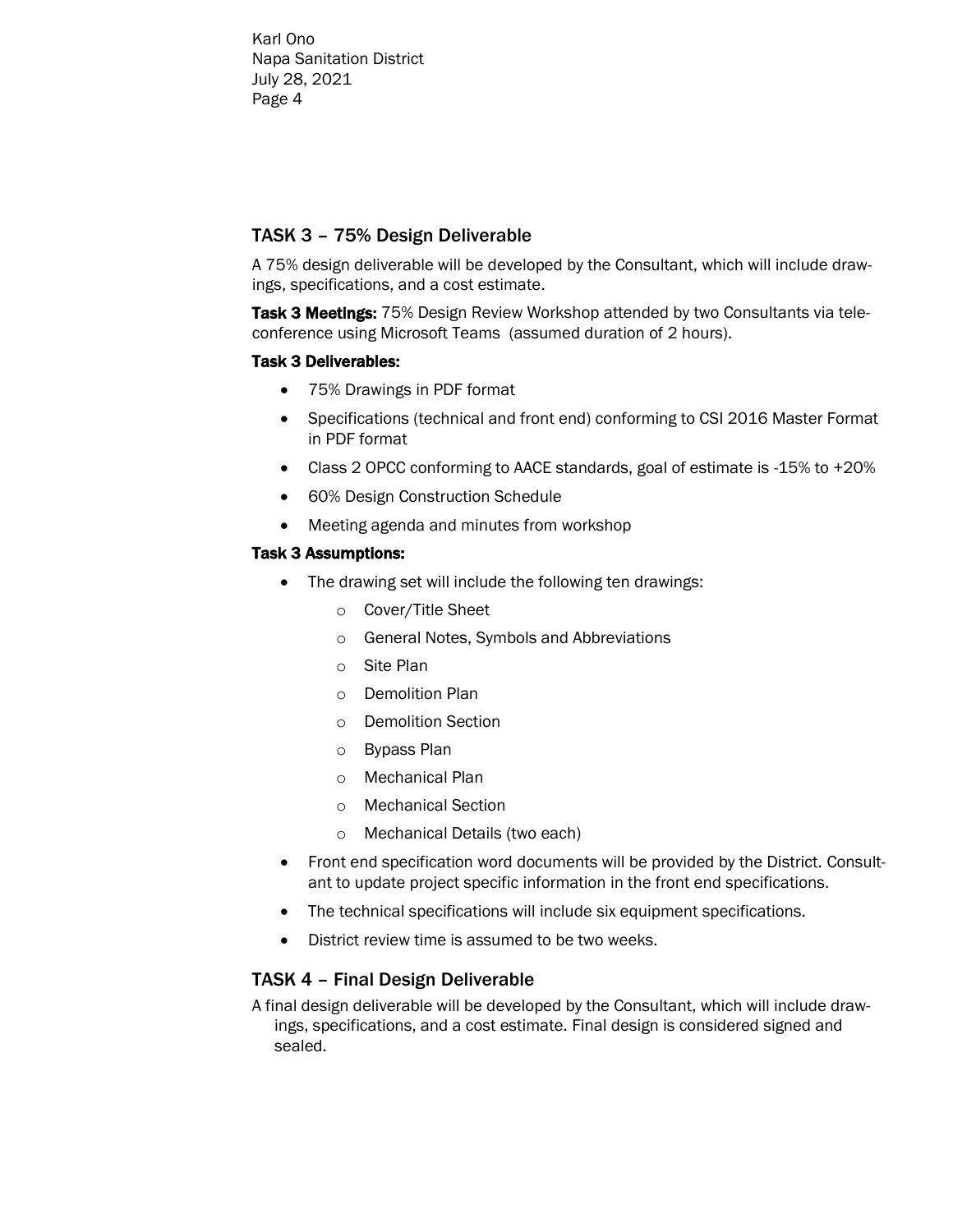## TASK 3 – 75% Design Deliverable

A 75% design deliverable will be developed by the Consultant, which will include drawings, specifications, and a cost estimate.

**Task 3 Meetings:** 75% Design Review Workshop attended by two Consultants via teleconference using Microsoft Teams (assumed duration of 2 hours).

**Task 3 Deliverables:**

- 75% Drawings in PDF format
- Specifications (technical and front end) conforming to CSI 2016 Master Format in PDF format
- Class 2 OPCC conforming to AACE standards, goal of estimate is -15% to +20%
- 60% Design Construction Schedule
- Meeting agenda and minutes from workshop

**Task 3 Assumptions:**

- The drawing set will include the following ten drawings:
    - Cover/Title Sheet
    - General Notes, Symbols and Abbreviations
    - Site Plan
    - Demolition Plan
    - Demolition Section
    - Bypass Plan
    - Mechanical Plan
    - Mechanical Section
    - Mechanical Details (two each)
- Front end specification word documents will be provided by the District. Consultant to update project specific information in the front end specifications.
- The technical specifications will include six equipment specifications.
- District review time is assumed to be two weeks.

## TASK 4 – Final Design Deliverable

A final design deliverable will be developed by the Consultant, which will include drawings, specifications, and a cost estimate. Final design is considered signed and sealed.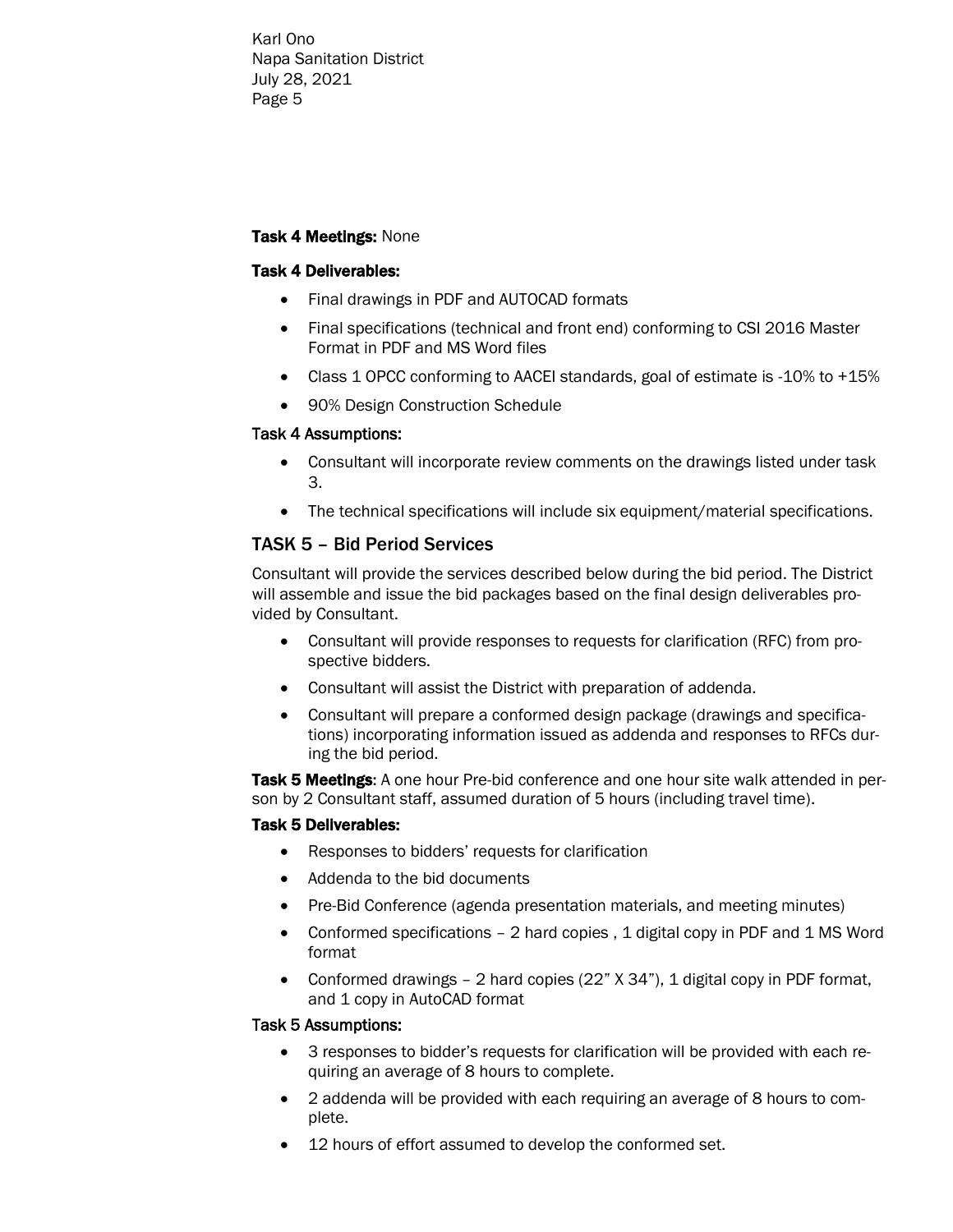**Task 4 Meetings:** None

**Task 4 Deliverables:**

- Final drawings in PDF and AUTOCAD formats
- Final specifications (technical and front end) conforming to CSI 2016 Master Format in PDF and MS Word files
- Class 1 OPCC conforming to AACEI standards, goal of estimate is -10% to +15%
- 90% Design Construction Schedule

**Task 4 Assumptions:**

- Consultant will incorporate review comments on the drawings listed under task 3.
- The technical specifications will include six equipment/material specifications.

## TASK 5 – Bid Period Services

Consultant will provide the services described below during the bid period. The District will assemble and issue the bid packages based on the final design deliverables provided by Consultant.

- Consultant will provide responses to requests for clarification (RFC) from prospective bidders.
- Consultant will assist the District with preparation of addenda.
- Consultant will prepare a conformed design package (drawings and specifications) incorporating information issued as addenda and responses to RFCs during the bid period.

**Task 5 Meetings**: A one hour Pre-bid conference and one hour site walk attended in person by 2 Consultant staff, assumed duration of 5 hours (including travel time).

**Task 5 Deliverables:**

- Responses to bidders' requests for clarification
- Addenda to the bid documents
- Pre-Bid Conference (agenda presentation materials, and meeting minutes)
- Conformed specifications – 2 hard copies , 1 digital copy in PDF and 1 MS Word format
- Conformed drawings – 2 hard copies (22" X 34"), 1 digital copy in PDF format, and 1 copy in AutoCAD format

**Task 5 Assumptions:**

- 3 responses to bidder's requests for clarification will be provided with each requiring an average of 8 hours to complete.
- 2 addenda will be provided with each requiring an average of 8 hours to complete.
- 12 hours of effort assumed to develop the conformed set.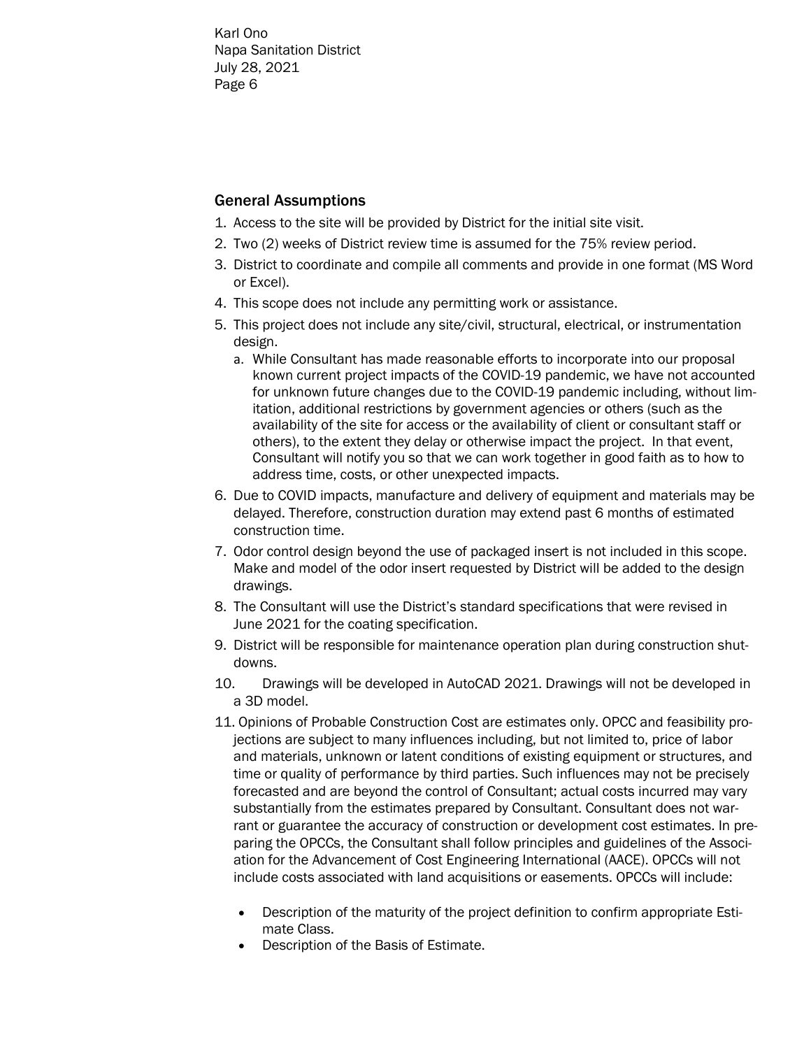## General Assumptions

1. Access to the site will be provided by District for the initial site visit.
2. Two (2) weeks of District review time is assumed for the 75% review period.
3. District to coordinate and compile all comments and provide in one format (MS Word or Excel).
4. This scope does not include any permitting work or assistance.
5. This project does not include any site/civil, structural, electrical, or instrumentation design.
   a. While Consultant has made reasonable efforts to incorporate into our proposal known current project impacts of the COVID-19 pandemic, we have not accounted for unknown future changes due to the COVID-19 pandemic including, without limitation, additional restrictions by government agencies or others (such as the availability of the site for access or the availability of client or consultant staff or others), to the extent they delay or otherwise impact the project. In that event, Consultant will notify you so that we can work together in good faith as to how to address time, costs, or other unexpected impacts.
6. Due to COVID impacts, manufacture and delivery of equipment and materials may be delayed. Therefore, construction duration may extend past 6 months of estimated construction time.
7. Odor control design beyond the use of packaged insert is not included in this scope. Make and model of the odor insert requested by District will be added to the design drawings.
8. The Consultant will use the District's standard specifications that were revised in June 2021 for the coating specification.
9. District will be responsible for maintenance operation plan during construction shutdowns.
10. Drawings will be developed in AutoCAD 2021. Drawings will not be developed in a 3D model.
11. Opinions of Probable Construction Cost are estimates only. OPCC and feasibility projections are subject to many influences including, but not limited to, price of labor and materials, unknown or latent conditions of existing equipment or structures, and time or quality of performance by third parties. Such influences may not be precisely forecasted and are beyond the control of Consultant; actual costs incurred may vary substantially from the estimates prepared by Consultant. Consultant does not warrant or guarantee the accuracy of construction or development cost estimates. In preparing the OPCCs, the Consultant shall follow principles and guidelines of the Association for the Advancement of Cost Engineering International (AACE). OPCCs will not include costs associated with land acquisitions or easements. OPCCs will include:

   - Description of the maturity of the project definition to confirm appropriate Estimate Class.
   - Description of the Basis of Estimate.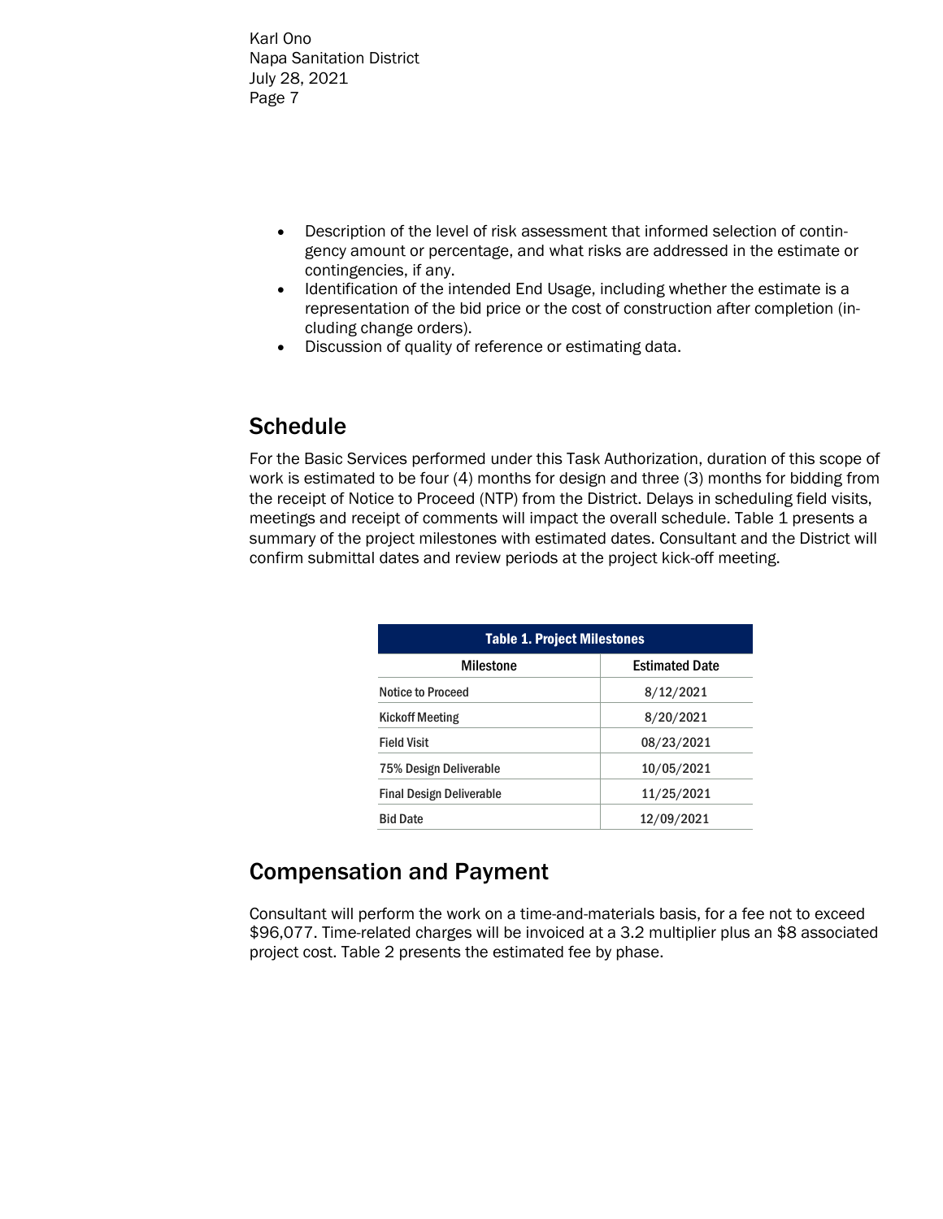- Description of the level of risk assessment that informed selection of contingency amount or percentage, and what risks are addressed in the estimate or contingencies, if any.
- Identification of the intended End Usage, including whether the estimate is a representation of the bid price or the cost of construction after completion (including change orders).
- Discussion of quality of reference or estimating data.

## Schedule

For the Basic Services performed under this Task Authorization, duration of this scope of work is estimated to be four (4) months for design and three (3) months for bidding from the receipt of Notice to Proceed (NTP) from the District. Delays in scheduling field visits, meetings and receipt of comments will impact the overall schedule. Table 1 presents a summary of the project milestones with estimated dates. Consultant and the District will confirm submittal dates and review periods at the project kick-off meeting.

**Table 1. Project Milestones**

| Milestone | Estimated Date |
|---|---|
| Notice to Proceed | 8/12/2021 |
| Kickoff Meeting | 8/20/2021 |
| Field Visit | 08/23/2021 |
| 75% Design Deliverable | 10/05/2021 |
| Final Design Deliverable | 11/25/2021 |
| Bid Date | 12/09/2021 |

## Compensation and Payment

Consultant will perform the work on a time-and-materials basis, for a fee not to exceed $96,077. Time-related charges will be invoiced at a 3.2 multiplier plus an $8 associated project cost. Table 2 presents the estimated fee by phase.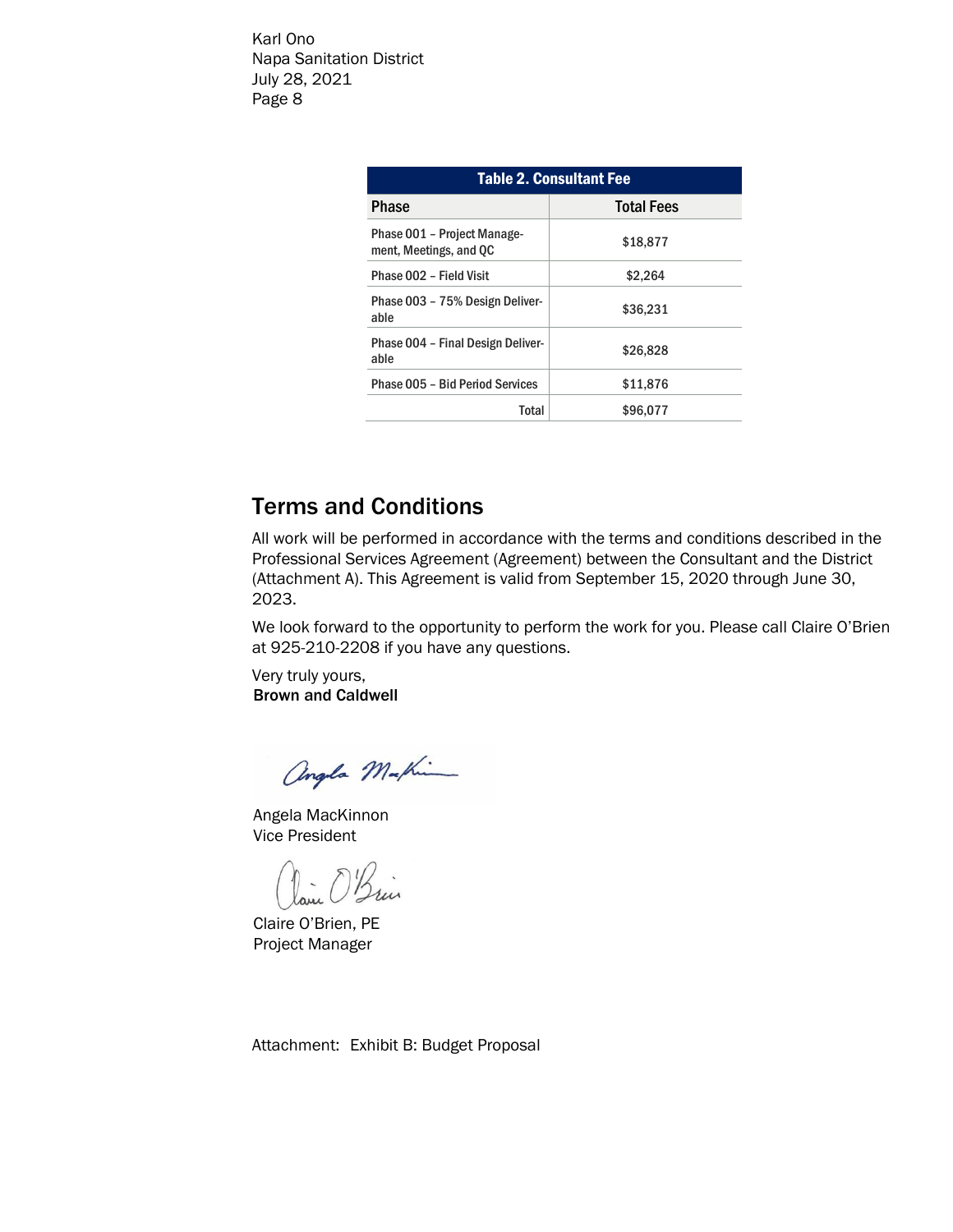Karl Ono
Napa Sanitation District
July 28, 2021

| Table 2. Consultant Fee | |
|---|---|
| **Phase** | **Total Fees** |
| Phase 001 – Project Management, Meetings, and QC | $18,877 |
| Phase 002 – Field Visit | $2,264 |
| Phase 003 – 75% Design Deliverable | $36,231 |
| Phase 004 – Final Design Deliverable | $26,828 |
| Phase 005 – Bid Period Services | $11,876 |
| Total | $96,077 |

## Terms and Conditions

All work will be performed in accordance with the terms and conditions described in the Professional Services Agreement (Agreement) between the Consultant and the District (Attachment A). This Agreement is valid from September 15, 2020 through June 30, 2023.

We look forward to the opportunity to perform the work for you. Please call Claire O'Brien at 925-210-2208 if you have any questions.

Very truly yours,
**Brown and Caldwell**

Angela MacKinnon
Vice President

Claire O'Brien, PE
Project Manager

Attachment: Exhibit B: Budget Proposal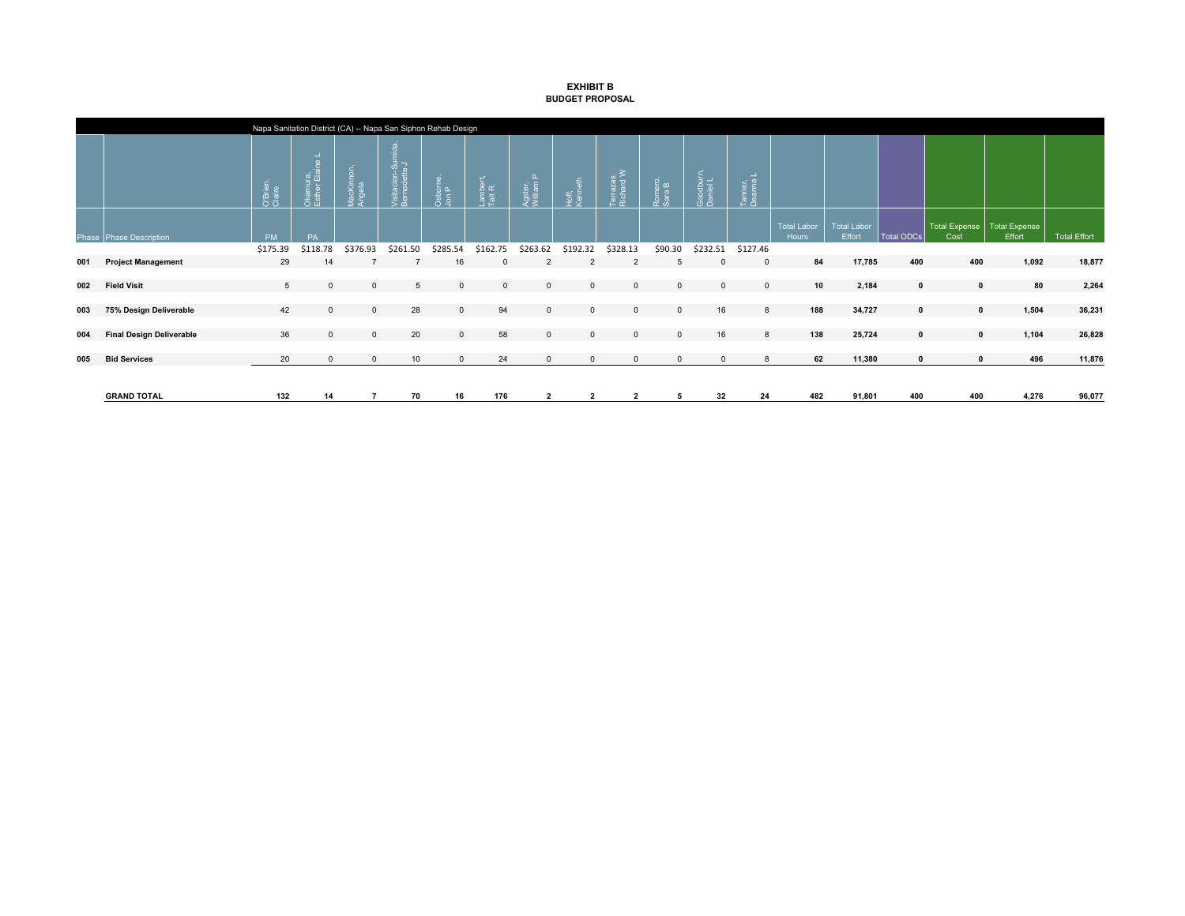**EXHIBIT B**
**BUDGET PROPOSAL**

Napa Sanitation District (CA) -- Napa San Siphon Rehab Design

| Phase | Phase Description | O'Brien, Claire | Okamura, Esther Elaine L | MacKinnon, Angela | Visitacion-Sumida, Bernadette J | Osborne, Jon P | Lambert, Tait R | Agster, William P | Hoff, Kenneth | Terrazas, Richard W | Romero, Sara B | Goodburn, Daniel L | Tanner, Deanna L | Total Labor Hours | Total Labor Effort | Total ODCs | Total Expense Cost | Total Expense Effort | Total Effort |
|---|---|---|---|---|---|---|---|---|---|---|---|---|---|---|---|---|---|---|---|
| | | PM | PA | | | | | | | | | | | | | | | | |
| | | $175.39 | $118.78 | $376.93 | $261.50 | $285.54 | $162.75 | $263.62 | $192.32 | $328.13 | $90.30 | $232.51 | $127.46 | | | | | | |
| **001** | **Project Management** | 29 | 14 | 7 | 7 | 16 | 0 | 2 | 2 | 2 | 5 | 0 | 0 | **84** | **17,785** | **400** | **400** | **1,092** | **18,877** |
| **002** | **Field Visit** | 5 | 0 | 0 | 5 | 0 | 0 | 0 | 0 | 0 | 0 | 0 | 0 | **10** | **2,184** | **0** | **0** | **80** | **2,264** |
| **003** | **75% Design Deliverable** | 42 | 0 | 0 | 28 | 0 | 94 | 0 | 0 | 0 | 0 | 16 | 8 | **188** | **34,727** | **0** | **0** | **1,504** | **36,231** |
| **004** | **Final Design Deliverable** | 36 | 0 | 0 | 20 | 0 | 58 | 0 | 0 | 0 | 0 | 16 | 8 | **138** | **25,724** | **0** | **0** | **1,104** | **26,828** |
| **005** | **Bid Services** | 20 | 0 | 0 | 10 | 0 | 24 | 0 | 0 | 0 | 0 | 0 | 8 | **62** | **11,380** | **0** | **0** | **496** | **11,876** |
| | **GRAND TOTAL** | **132** | **14** | **7** | **70** | **16** | **176** | **2** | **2** | **2** | **5** | **32** | **24** | **482** | **91,801** | **400** | **400** | **4,276** | **96,077** |